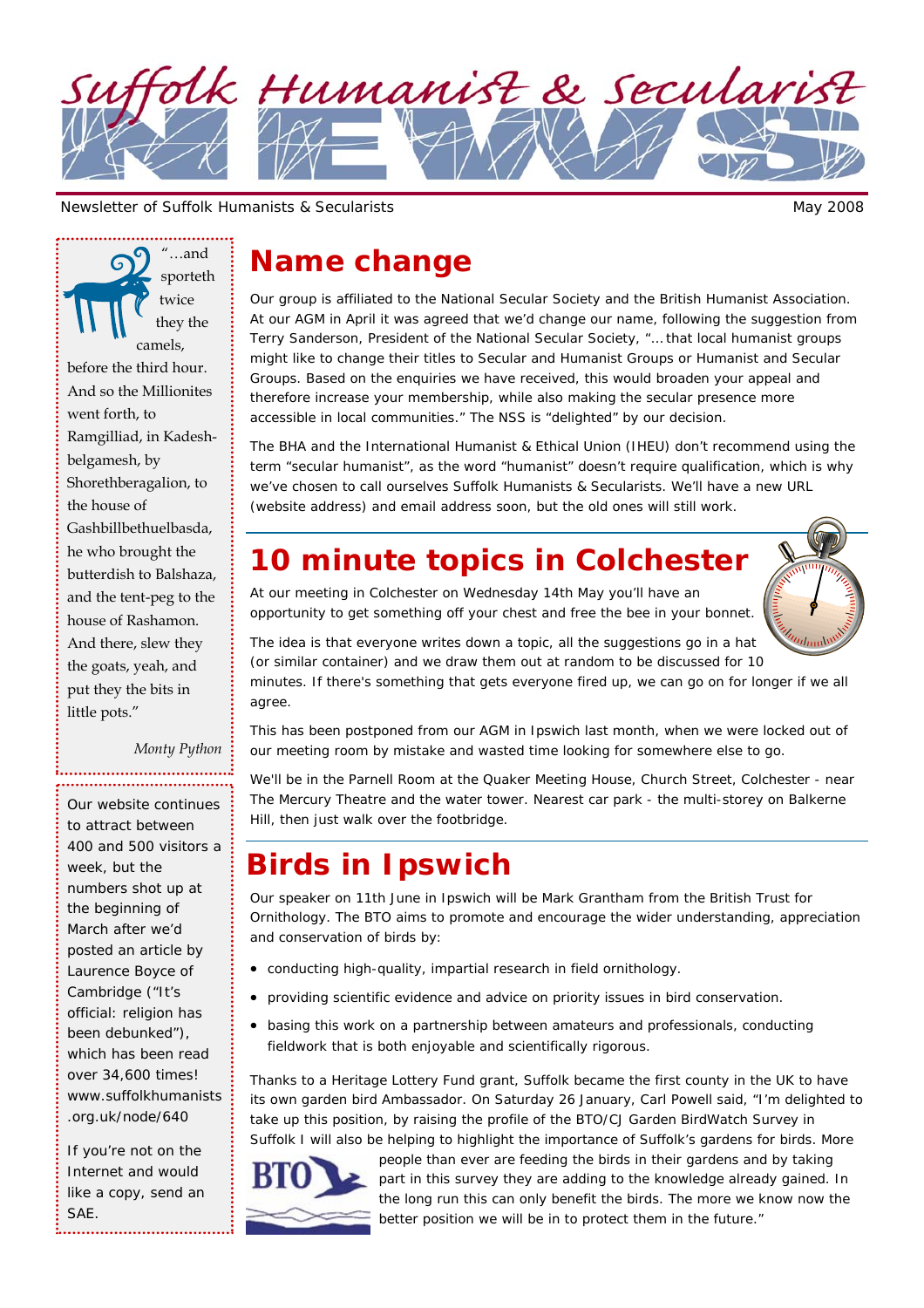# Suffolk Humanist & Secularist NEWS

Newsletter of Suffolk Humanists & Secularists

May 2008

## Name change

Our group is affiliated to the National Secular Society and the British Humanist Association. At our AGM in April it was agreed that we'd change our name, following the suggestion from Terry Sanderson, President of the National Secular Society, "… that local humanist groups might like to change their titles to Secular and Humanist Groups or Humanist and Secular Groups. Based on the enquiries we have received, this would broaden your appeal and therefore increase your membership, while also making the secular presence more accessible in local communities." The NSS is "delighted" by our decision.

The BHA and the International Humanist & Ethical Union (IHEU) don't recommend using the term "secular humanist", as the word "humanist" doesn't require qualification, which is why we've chosen to call ourselves Suffolk Humanists & Secularists. We'll have a new URL (website address) and email address soon, but the old ones will still work.

## 10 minute topics in Colchester

At our meeting in Colchester on Wednesday 14th May you'll have an opportunity to get something off your chest and free the bee in your bonnet.

The idea is that everyone writes down a topic, all the suggestions go in a hat (or similar container) and we draw them out at random to be discussed for 10 minutes. If there's something that gets everyone fired up, we can go on for longer if we all agree.

This has been postponed from our AGM in Ipswich last month, when we were locked out of our meeting room by mistake and wasted time looking for somewhere else to go.

We'll be in the Parnell Room at the Quaker Meeting House, Church Street, Colchester - near The Mercury Theatre and the water tower. Nearest car park - the multi-storey on Balkerne Hill, then just walk over the footbridge.

## Birds in Ipswich

Our speaker on 11th June in Ipswich will be Mark Grantham from the British Trust for Ornithology. The BTO aims to promote and encourage the wider understanding, appreciation and conservation of birds by:

- conducting high-quality, impartial research in field ornithology.
- providing scientific evidence and advice on priority issues in bird conservation.
- basing this work on a partnership between amateurs and professionals, conducting fieldwork that is both enjoyable and scientifically rigorous.

Thanks to a Heritage Lottery Fund grant, Suffolk became the first county in the UK to have its own garden bird Ambassador. On Saturday 26 January, Carl Powell said, "I'm delighted to take up this position, by raising the profile of the BTO/CJ Garden BirdWatch Survey in Suffolk I will also be helping to highlight the importance of Suffolk's gardens for birds. More people than ever are feeding the birds in their gardens and by taking part in this survey they are adding to the knowledge already gained. In the long run this can only benefit the birds. The more we know now the better position we will be in to protect them in the future."

---

"…and sporteth twice they the camels, before the third hour. And so the Millionites went forth, to Ramgilliad, in Kadesh-belgamesh, by Shorethberagalion, to the house of Gashbillbethuelbasda, he who brought the butterdish to Balshaza, and the tent-peg to the house of Rashamon. And there, slew they the goats, yeah, and put they the bits in little pots."

*Monty Python*

---

Our website continues to attract between 400 and 500 visitors a week, but the numbers shot up at the beginning of March after we'd posted an article by Laurence Boyce of Cambridge ("It's official: religion has been debunked"), which has been read over 34,600 times! www.suffolkhumanists.org.uk/node/640

If you're not on the Internet and would like a copy, send an SAE.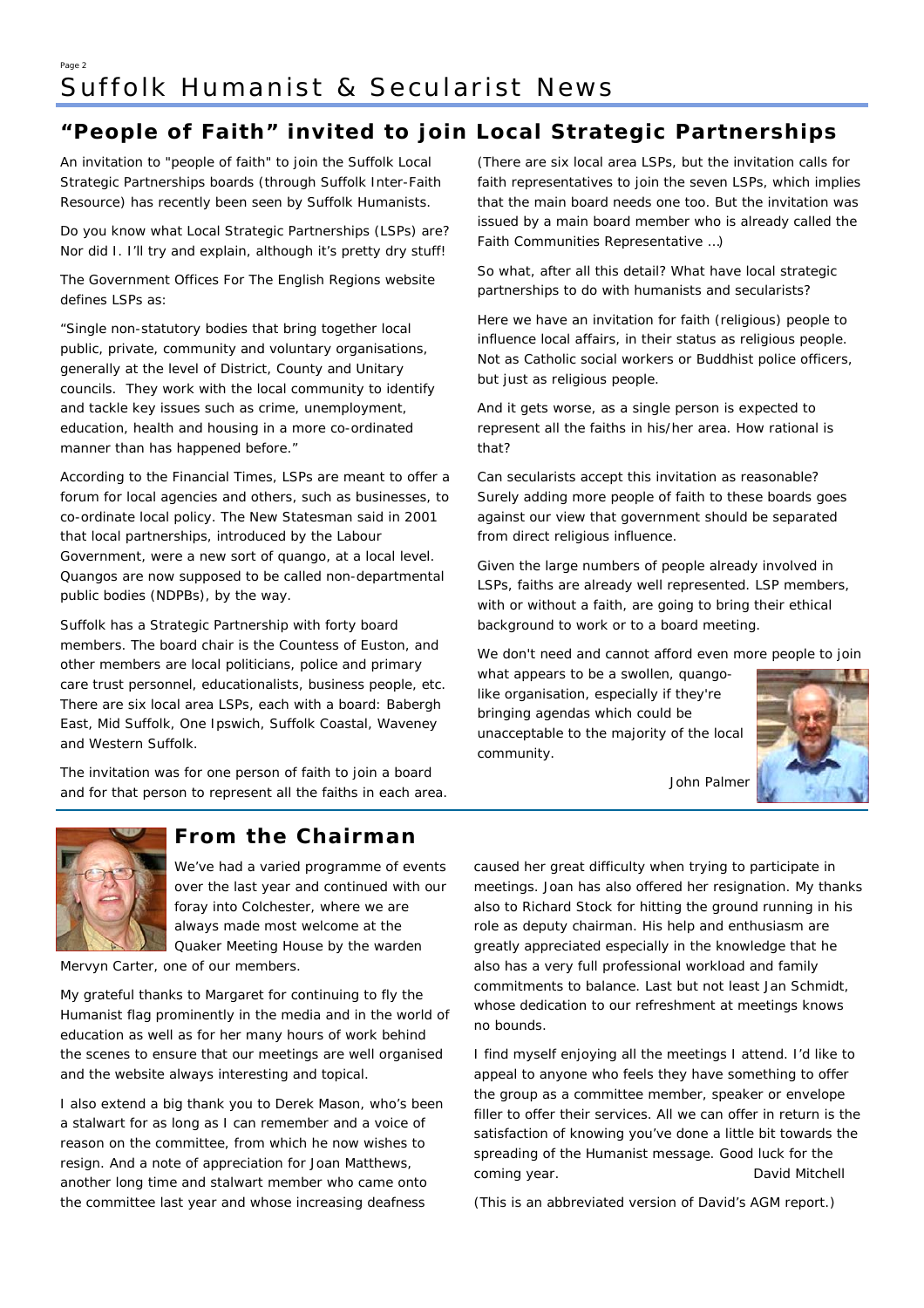## "People of Faith" invited to join Local Strategic Partnerships

An invitation to "people of faith" to join the Suffolk Local Strategic Partnerships boards (through Suffolk Inter-Faith Resource) has recently been seen by Suffolk Humanists.

Do you know what Local Strategic Partnerships (LSPs) are? Nor did I. I'll try and explain, although it's pretty dry stuff!

The Government Offices For The English Regions website defines LSPs as:

"Single non-statutory bodies that bring together local public, private, community and voluntary organisations, generally at the level of District, County and Unitary councils. They work with the local community to identify and tackle key issues such as crime, unemployment, education, health and housing in a more co-ordinated manner than has happened before."

According to the Financial Times, LSPs are meant to offer a forum for local agencies and others, such as businesses, to co-ordinate local policy. The New Statesman said in 2001 that local partnerships, introduced by the Labour Government, were a new sort of quango, at a local level. Quangos are now supposed to be called non-departmental public bodies (NDPBs), by the way.

Suffolk has a Strategic Partnership with forty board members. The board chair is the Countess of Euston, and other members are local politicians, police and primary care trust personnel, educationalists, business people, etc. There are six local area LSPs, each with a board: Babergh East, Mid Suffolk, One Ipswich, Suffolk Coastal, Waveney and Western Suffolk.

The invitation was for one person of faith to join a board and for that person to represent all the faiths in each area. (There are six local area LSPs, but the invitation calls for faith representatives to join the seven LSPs, which implies that the main board needs one too. But the invitation was issued by a main board member who is already called the Faith Communities Representative ...)

So what, after all this detail? What have local strategic partnerships to do with humanists and secularists?

Here we have an invitation for faith (religious) people to influence local affairs, in their status as religious people. Not as Catholic social workers or Buddhist police officers, but just as religious people.

And it gets worse, as a single person is expected to represent all the faiths in his/her area. How rational is that?

Can secularists accept this invitation as reasonable? Surely adding more people of faith to these boards goes against our view that government should be separated from direct religious influence.

Given the large numbers of people already involved in LSPs, faiths are already well represented. LSP members, with or without a faith, are going to bring their ethical background to work or to a board meeting.

We don't need and cannot afford even more people to join what appears to be a swollen, quango-like organisation, especially if they're bringing agendas which could be unacceptable to the majority of the local community.

John Palmer

## From the Chairman

We've had a varied programme of events over the last year and continued with our foray into Colchester, where we are always made most welcome at the Quaker Meeting House by the warden Mervyn Carter, one of our members.

My grateful thanks to Margaret for continuing to fly the Humanist flag prominently in the media and in the world of education as well as for her many hours of work behind the scenes to ensure that our meetings are well organised and the website always interesting and topical.

I also extend a big thank you to Derek Mason, who's been a stalwart for as long as I can remember and a voice of reason on the committee, from which he now wishes to resign. And a note of appreciation for Joan Matthews, another long time and stalwart member who came onto the committee last year and whose increasing deafness caused her great difficulty when trying to participate in meetings. Joan has also offered her resignation. My thanks also to Richard Stock for hitting the ground running in his role as deputy chairman. His help and enthusiasm are greatly appreciated especially in the knowledge that he also has a very full professional workload and family commitments to balance. Last but not least Jan Schmidt, whose dedication to our refreshment at meetings knows no bounds.

I find myself enjoying all the meetings I attend. I'd like to appeal to anyone who feels they have something to offer the group as a committee member, speaker or envelope filler to offer their services. All we can offer in return is the satisfaction of knowing you've done a little bit towards the spreading of the Humanist message. Good luck for the coming year.

David Mitchell

*(This is an abbreviated version of David's AGM report.)*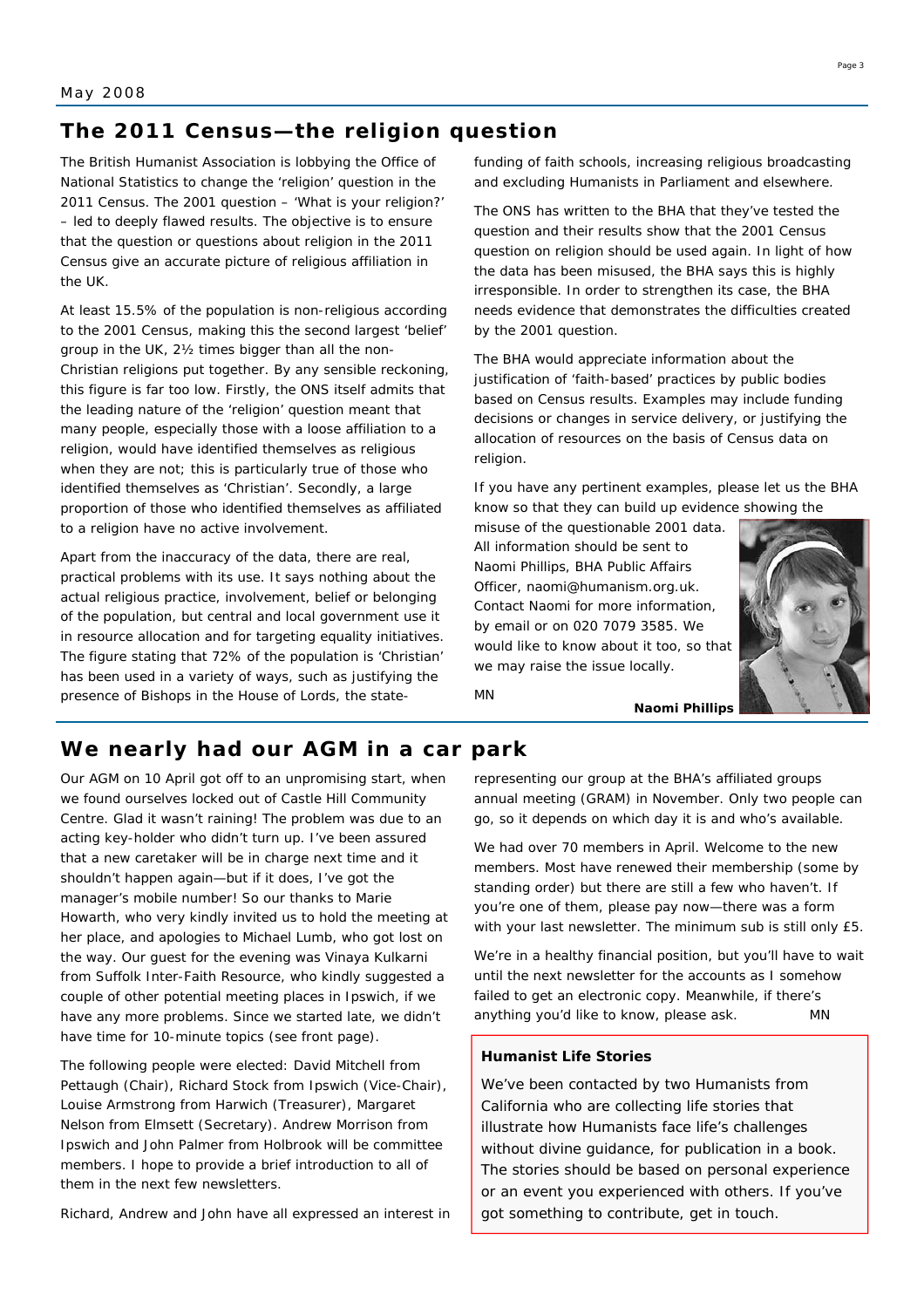## The 2011 Census—the religion question

The British Humanist Association is lobbying the Office of National Statistics to change the 'religion' question in the 2011 Census. The 2001 question – 'What is your religion?' – led to deeply flawed results. The objective is to ensure that the question or questions about religion in the 2011 Census give an accurate picture of religious affiliation in the UK.

At least 15.5% of the population is non-religious according to the 2001 Census, making this the second largest 'belief' group in the UK, 2½ times bigger than all the non-Christian religions put together. By any sensible reckoning, this figure is far too low. Firstly, the ONS itself admits that the leading nature of the 'religion' question meant that many people, especially those with a loose affiliation to a religion, would have identified themselves as religious when they are not; this is particularly true of those who identified themselves as 'Christian'. Secondly, a large proportion of those who identified themselves as affiliated to a religion have no active involvement.

Apart from the inaccuracy of the data, there are real, practical problems with its use. It says nothing about the actual religious practice, involvement, belief or belonging of the population, but central and local government use it in resource allocation and for targeting equality initiatives. The figure stating that 72% of the population is 'Christian' has been used in a variety of ways, such as justifying the presence of Bishops in the House of Lords, the state-funding of faith schools, increasing religious broadcasting and excluding Humanists in Parliament and elsewhere.

The ONS has written to the BHA that they've tested the question and their results show that the 2001 Census question on religion should be used again. In light of how the data has been misused, the BHA says this is highly irresponsible. In order to strengthen its case, the BHA needs evidence that demonstrates the difficulties created by the 2001 question.

The BHA would appreciate information about the justification of 'faith-based' practices by public bodies based on Census results. Examples may include funding decisions or changes in service delivery, or justifying the allocation of resources on the basis of Census data on religion.

If you have any pertinent examples, please let us the BHA know so that they can build up evidence showing the misuse of the questionable 2001 data. All information should be sent to Naomi Phillips, BHA Public Affairs Officer, naomi@humanism.org.uk. Contact Naomi for more information, by email or on 020 7079 3585. We would like to know about it too, so that we may raise the issue locally.

MN

**Naomi Phillips**

## We nearly had our AGM in a car park

Our AGM on 10 April got off to an unpromising start, when we found ourselves locked out of Castle Hill Community Centre. Glad it wasn't raining! The problem was due to an acting key-holder who didn't turn up. I've been assured that a new caretaker will be in charge next time and it shouldn't happen again—but if it does, I've got the manager's mobile number! So our thanks to Marie Howarth, who very kindly invited us to hold the meeting at her place, and apologies to Michael Lumb, who got lost on the way. Our guest for the evening was Vinaya Kulkarni from Suffolk Inter-Faith Resource, who kindly suggested a couple of other potential meeting places in Ipswich, if we have any more problems. Since we started late, we didn't have time for 10-minute topics (see front page).

The following people were elected: David Mitchell from Pettaugh (Chair), Richard Stock from Ipswich (Vice-Chair), Louise Armstrong from Harwich (Treasurer), Margaret Nelson from Elmsett (Secretary). Andrew Morrison from Ipswich and John Palmer from Holbrook will be committee members. I hope to provide a brief introduction to all of them in the next few newsletters.

Richard, Andrew and John have all expressed an interest in representing our group at the BHA's affiliated groups annual meeting (GRAM) in November. Only two people can go, so it depends on which day it is and who's available.

We had over 70 members in April. Welcome to the new members. Most have renewed their membership (some by standing order) but there are still a few who haven't. If you're one of them, please pay now—there was a form with your last newsletter. The minimum sub is still only £5.

We're in a healthy financial position, but you'll have to wait until the next newsletter for the accounts as I somehow failed to get an electronic copy. Meanwhile, if there's anything you'd like to know, please ask. MN

### Humanist Life Stories

We've been contacted by two Humanists from California who are collecting life stories that illustrate how Humanists face life's challenges without divine guidance, for publication in a book. The stories should be based on personal experience or an event you experienced with others. If you've got something to contribute, get in touch.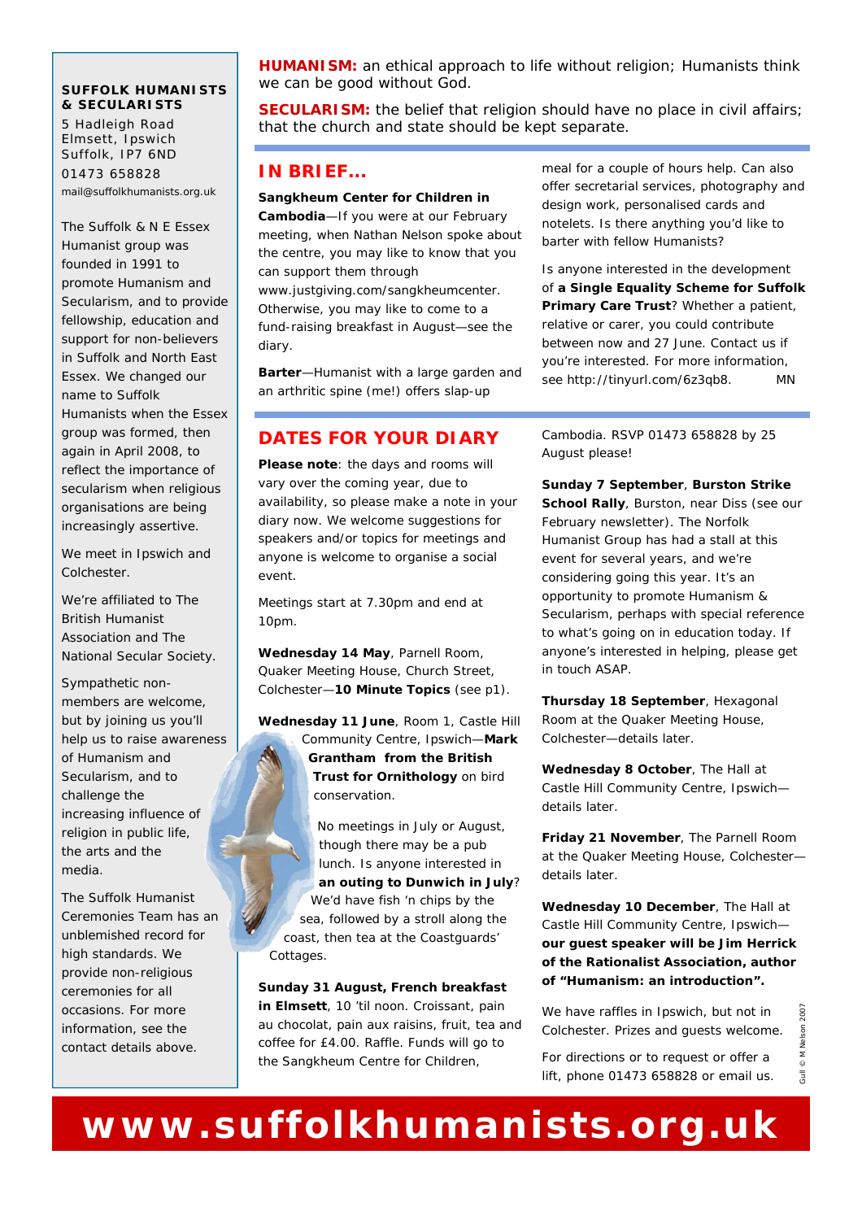**SUFFOLK HUMANISTS & SECULARISTS**

5 Hadleigh Road
Elmsett, Ipswich
Suffolk, IP7 6ND
01473 658828
mail@suffolkhumanists.org.uk

The Suffolk & N E Essex Humanist group was founded in 1991 to promote Humanism and Secularism, and to provide fellowship, education and support for non-believers in Suffolk and North East Essex. We changed our name to Suffolk Humanists when the Essex group was formed, then again in April 2008, to reflect the importance of secularism when religious organisations are being increasingly assertive.

We meet in Ipswich and Colchester.

We're affiliated to The British Humanist Association and The National Secular Society.

Sympathetic non-members are welcome, but by joining us you'll help us to raise awareness of Humanism and Secularism, and to challenge the increasing influence of religion in public life, the arts and the media.

The Suffolk Humanist Ceremonies Team has an unblemished record for high standards. We provide non-religious ceremonies for all occasions. For more information, see the contact details above.

**HUMANISM:** an ethical approach to life without religion; Humanists think we can be good without God.

**SECULARISM:** the belief that religion should have no place in civil affairs; that the church and state should be kept separate.

## IN BRIEF…

**Sangkheum Center for Children in Cambodia**—If you were at our February meeting, when Nathan Nelson spoke about the centre, you may like to know that you can support them through www.justgiving.com/sangkheumcenter. Otherwise, you may like to come to a fund-raising breakfast in August—see the diary.

**Barter**—Humanist with a large garden and an arthritic spine (me!) offers slap-up meal for a couple of hours help. Can also offer secretarial services, photography and design work, personalised cards and notelets. Is there anything you'd like to barter with fellow Humanists?

Is anyone interested in the development of **a Single Equality Scheme for Suffolk Primary Care Trust**? Whether a patient, relative or carer, you could contribute between now and 27 June. Contact us if you're interested. For more information, see http://tinyurl.com/6z3qb8. MN

## DATES FOR YOUR DIARY

**Please note**: the days and rooms will vary over the coming year, due to availability, so please make a note in your diary now. We welcome suggestions for speakers and/or topics for meetings and anyone is welcome to organise a social event.

Meetings start at 7.30pm and end at 10pm.

**Wednesday 14 May**, Parnell Room, Quaker Meeting House, Church Street, Colchester—**10 Minute Topics** (see p1).

**Wednesday 11 June**, Room 1, Castle Hill Community Centre, Ipswich—**Mark Grantham from the British Trust for Ornithology** on bird conservation.

No meetings in July or August, though there may be a pub lunch. Is anyone interested in **an outing to Dunwich in July**? We'd have fish 'n chips by the sea, followed by a stroll along the coast, then tea at the Coastguards' Cottages.

**Sunday 31 August, French breakfast in Elmsett**, 10 'til noon. Croissant, pain au chocolat, pain aux raisins, fruit, tea and coffee for £4.00. Raffle. Funds will go to the Sangkheum Centre for Children, Cambodia. RSVP 01473 658828 by 25 August please!

**Sunday 7 September**, **Burston Strike School Rally**, Burston, near Diss (see our February newsletter). The Norfolk Humanist Group has had a stall at this event for several years, and we're considering going this year. It's an opportunity to promote Humanism & Secularism, perhaps with special reference to what's going on in education today. If anyone's interested in helping, please get in touch ASAP.

**Thursday 18 September**, Hexagonal Room at the Quaker Meeting House, Colchester—details later.

**Wednesday 8 October**, The Hall at Castle Hill Community Centre, Ipswich—details later.

**Friday 21 November**, The Parnell Room at the Quaker Meeting House, Colchester—details later.

**Wednesday 10 December**, The Hall at Castle Hill Community Centre, Ipswich—**our guest speaker will be Jim Herrick of the Rationalist Association, author of "Humanism: an introduction".**

We have raffles in Ipswich, but not in Colchester. Prizes and guests welcome.

For directions or to request or offer a lift, phone 01473 658828 or email us.

Gull © M Nelson 2007

# www.suffolkhumanists.org.uk